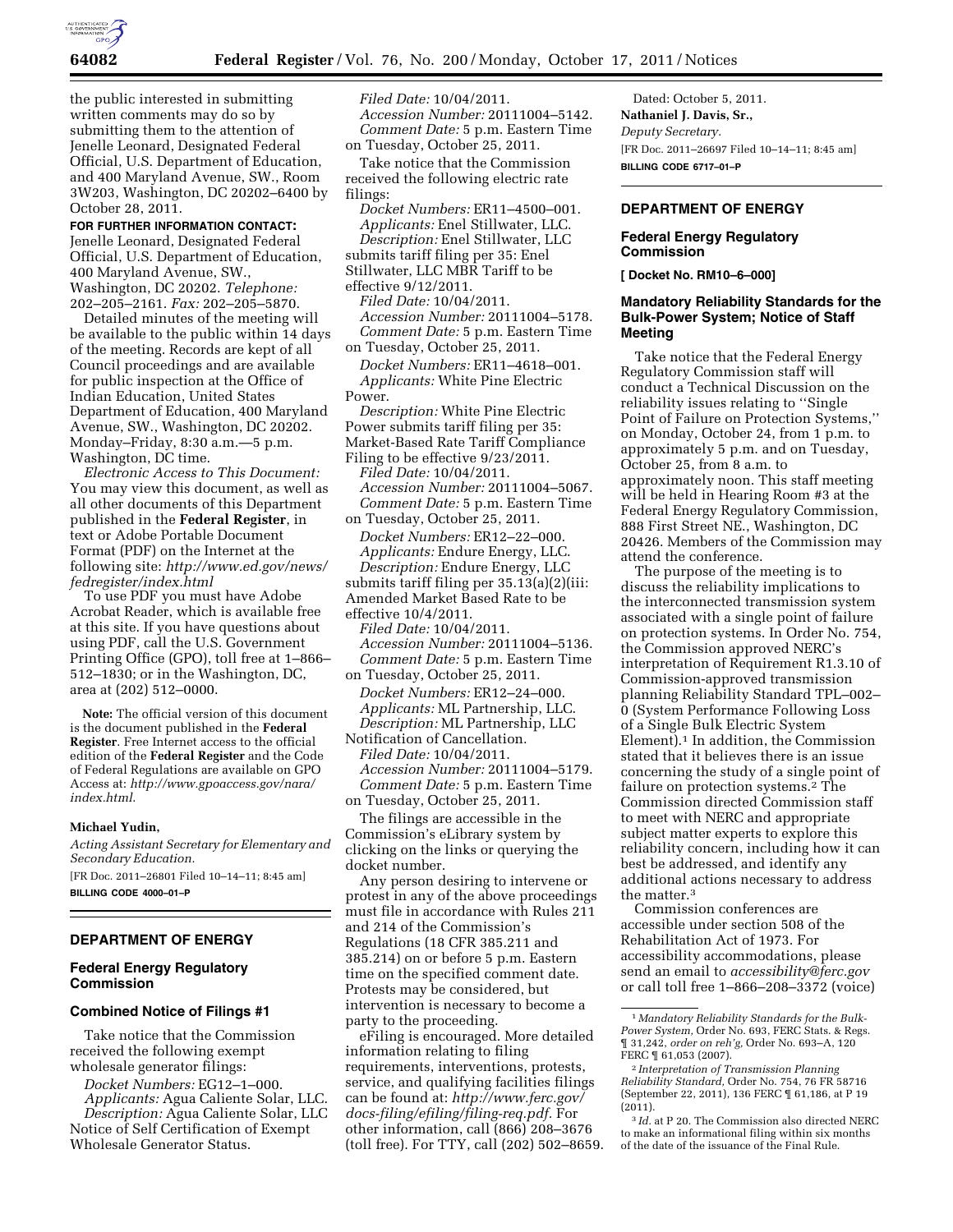the public interested in submitting written comments may do so by submitting them to the attention of Jenelle Leonard, Designated Federal Official, U.S. Department of Education, and 400 Maryland Avenue, SW., Room 3W203, Washington, DC 20202–6400 by October 28, 2011.

**FOR FURTHER INFORMATION CONTACT:** Jenelle Leonard, Designated Federal Official, U.S. Department of Education, 400 Maryland Avenue, SW., Washington, DC 20202. *Telephone:* 202–205–2161. *Fax:* 202–205–5870.

Detailed minutes of the meeting will be available to the public within 14 days of the meeting. Records are kept of all Council proceedings and are available for public inspection at the Office of Indian Education, United States Department of Education, 400 Maryland Avenue, SW., Washington, DC 20202. Monday–Friday, 8:30 a.m.—5 p.m. Washington, DC time.

*Electronic Access to This Document:* You may view this document, as well as all other documents of this Department published in the **Federal Register**, in text or Adobe Portable Document Format (PDF) on the Internet at the following site: *http://www.ed.gov/news/fedregister/index.html*

To use PDF you must have Adobe Acrobat Reader, which is available free at this site. If you have questions about using PDF, call the U.S. Government Printing Office (GPO), toll free at 1–866–512–1830; or in the Washington, DC, area at (202) 512–0000.

**Note:** The official version of this document is the document published in the **Federal Register**. Free Internet access to the official edition of the **Federal Register** and the Code of Federal Regulations are available on GPO Access at: *http://www.gpoaccess.gov/nara/index.html.*

**Michael Yudin,**

*Acting Assistant Secretary for Elementary and Secondary Education.*

[FR Doc. 2011–26801 Filed 10–14–11; 8:45 am]

**BILLING CODE 4000–01–P**

## DEPARTMENT OF ENERGY

### Federal Energy Regulatory Commission

### Combined Notice of Filings #1

Take notice that the Commission received the following exempt wholesale generator filings:

*Docket Numbers:* EG12–1–000.
*Applicants:* Agua Caliente Solar, LLC.
*Description:* Agua Caliente Solar, LLC Notice of Self Certification of Exempt Wholesale Generator Status.
*Filed Date:* 10/04/2011.
*Accession Number:* 20111004–5142.
*Comment Date:* 5 p.m. Eastern Time on Tuesday, October 25, 2011.

Take notice that the Commission received the following electric rate filings:

*Docket Numbers:* ER11–4500–001.
*Applicants:* Enel Stillwater, LLC.
*Description:* Enel Stillwater, LLC submits tariff filing per 35: Enel Stillwater, LLC MBR Tariff to be effective 9/12/2011.
*Filed Date:* 10/04/2011.
*Accession Number:* 20111004–5178.
*Comment Date:* 5 p.m. Eastern Time on Tuesday, October 25, 2011.

*Docket Numbers:* ER11–4618–001.
*Applicants:* White Pine Electric Power.
*Description:* White Pine Electric Power submits tariff filing per 35: Market-Based Rate Tariff Compliance Filing to be effective 9/23/2011.
*Filed Date:* 10/04/2011.
*Accession Number:* 20111004–5067.
*Comment Date:* 5 p.m. Eastern Time on Tuesday, October 25, 2011.

*Docket Numbers:* ER12–22–000.
*Applicants:* Endure Energy, LLC.
*Description:* Endure Energy, LLC submits tariff filing per 35.13(a)(2)(iii: Amended Market Based Rate to be effective 10/4/2011.
*Filed Date:* 10/04/2011.
*Accession Number:* 20111004–5136.
*Comment Date:* 5 p.m. Eastern Time on Tuesday, October 25, 2011.

*Docket Numbers:* ER12–24–000.
*Applicants:* ML Partnership, LLC.
*Description:* ML Partnership, LLC Notification of Cancellation.
*Filed Date:* 10/04/2011.
*Accession Number:* 20111004–5179.
*Comment Date:* 5 p.m. Eastern Time on Tuesday, October 25, 2011.

The filings are accessible in the Commission's eLibrary system by clicking on the links or querying the docket number.

Any person desiring to intervene or protest in any of the above proceedings must file in accordance with Rules 211 and 214 of the Commission's Regulations (18 CFR 385.211 and 385.214) on or before 5 p.m. Eastern time on the specified comment date. Protests may be considered, but intervention is necessary to become a party to the proceeding.

eFiling is encouraged. More detailed information relating to filing requirements, interventions, protests, service, and qualifying facilities filings can be found at: *http://www.ferc.gov/docs-filing/efiling/filing-req.pdf.* For other information, call (866) 208–3676 (toll free). For TTY, call (202) 502–8659.

Dated: October 5, 2011.

**Nathaniel J. Davis, Sr.,**

*Deputy Secretary.*

[FR Doc. 2011–26697 Filed 10–14–11; 8:45 am]

**BILLING CODE 6717–01–P**

## DEPARTMENT OF ENERGY

### Federal Energy Regulatory Commission

**[ Docket No. RM10–6–000]**

### Mandatory Reliability Standards for the Bulk-Power System; Notice of Staff Meeting

Take notice that the Federal Energy Regulatory Commission staff will conduct a Technical Discussion on the reliability issues relating to ''Single Point of Failure on Protection Systems,'' on Monday, October 24, from 1 p.m. to approximately 5 p.m. and on Tuesday, October 25, from 8 a.m. to approximately noon. This staff meeting will be held in Hearing Room #3 at the Federal Energy Regulatory Commission, 888 First Street NE., Washington, DC 20426. Members of the Commission may attend the conference.

The purpose of the meeting is to discuss the reliability implications to the interconnected transmission system associated with a single point of failure on protection systems. In Order No. 754, the Commission approved NERC's interpretation of Requirement R1.3.10 of Commission-approved transmission planning Reliability Standard TPL–002–0 (System Performance Following Loss of a Single Bulk Electric System Element).[1] In addition, the Commission stated that it believes there is an issue concerning the study of a single point of failure on protection systems.[2] The Commission directed Commission staff to meet with NERC and appropriate subject matter experts to explore this reliability concern, including how it can best be addressed, and identify any additional actions necessary to address the matter.[3]

Commission conferences are accessible under section 508 of the Rehabilitation Act of 1973. For accessibility accommodations, please send an email to *accessibility@ferc.gov* or call toll free 1–866–208–3372 (voice)

---

[1] *Mandatory Reliability Standards for the Bulk-Power System,* Order No. 693, FERC Stats. & Regs. ¶ 31,242, *order on reh'g,* Order No. 693–A, 120 FERC ¶ 61,053 (2007).

[2] *Interpretation of Transmission Planning Reliability Standard,* Order No. 754, 76 FR 58716 (September 22, 2011), 136 FERC ¶ 61,186, at P 19 (2011).

[3] *Id.* at P 20. The Commission also directed NERC to make an informational filing within six months of the date of the issuance of the Final Rule.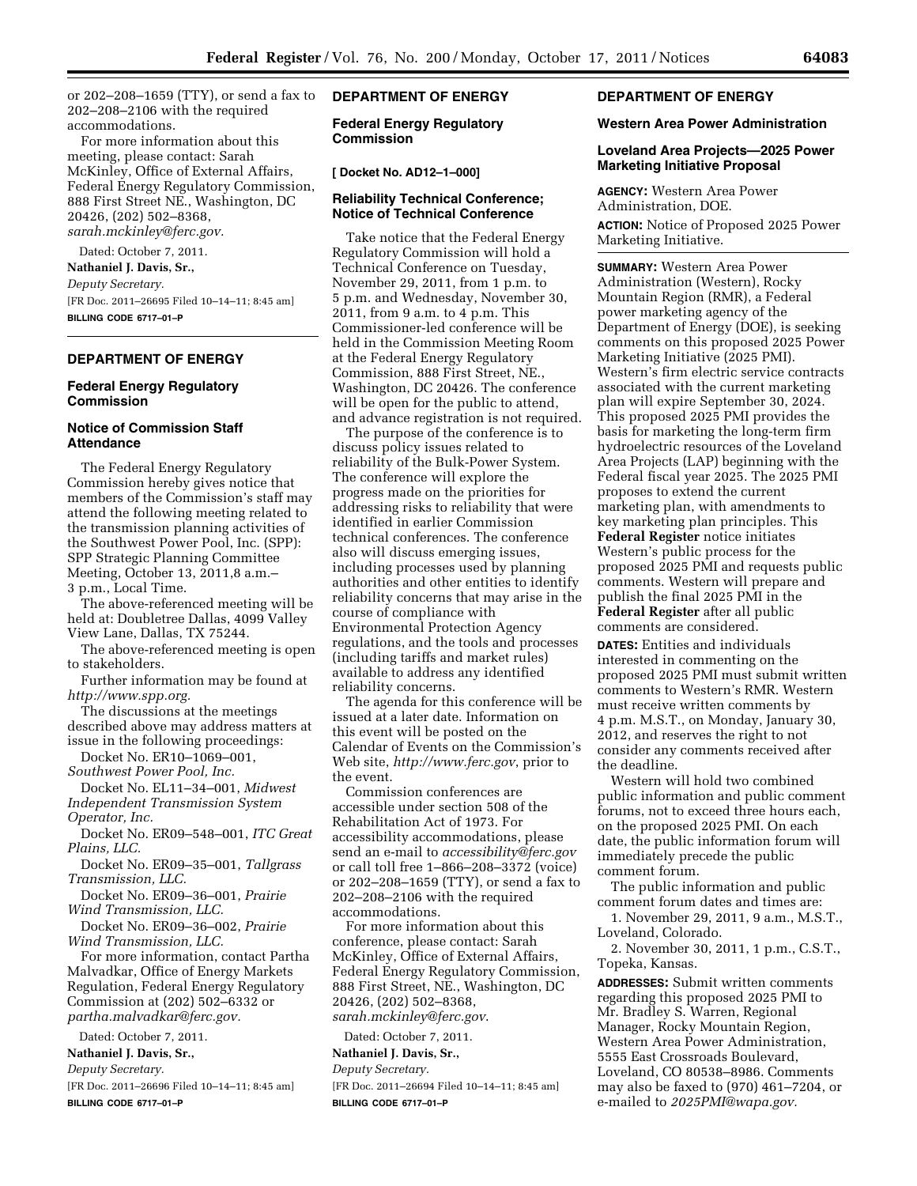or 202–208–1659 (TTY), or send a fax to 202–208–2106 with the required accommodations.

For more information about this meeting, please contact: Sarah McKinley, Office of External Affairs, Federal Energy Regulatory Commission, 888 First Street NE., Washington, DC 20426, (202) 502–8368, *sarah.mckinley@ferc.gov.*

Dated: October 7, 2011.

**Nathaniel J. Davis, Sr.,**

*Deputy Secretary.*

[FR Doc. 2011–26695 Filed 10–14–11; 8:45 am]

**BILLING CODE 6717–01–P**

## DEPARTMENT OF ENERGY

### Federal Energy Regulatory Commission

### Notice of Commission Staff Attendance

The Federal Energy Regulatory Commission hereby gives notice that members of the Commission's staff may attend the following meeting related to the transmission planning activities of the Southwest Power Pool, Inc. (SPP): SPP Strategic Planning Committee Meeting, October 13, 2011,8 a.m.–3 p.m., Local Time.

The above-referenced meeting will be held at: Doubletree Dallas, 4099 Valley View Lane, Dallas, TX 75244.

The above-referenced meeting is open to stakeholders.

Further information may be found at *http://www.spp.org.*

The discussions at the meetings described above may address matters at issue in the following proceedings:

Docket No. ER10–1069–001, *Southwest Power Pool, Inc.*

Docket No. EL11–34–001, *Midwest Independent Transmission System Operator, Inc.*

Docket No. ER09–548–001, *ITC Great Plains, LLC.*

Docket No. ER09–35–001, *Tallgrass Transmission, LLC.*

Docket No. ER09–36–001, *Prairie Wind Transmission, LLC.*

Docket No. ER09–36–002, *Prairie Wind Transmission, LLC.*

For more information, contact Partha Malvadkar, Office of Energy Markets Regulation, Federal Energy Regulatory Commission at (202) 502–6332 or *partha.malvadkar@ferc.gov.*

Dated: October 7, 2011.

**Nathaniel J. Davis, Sr.,**

*Deputy Secretary.*

[FR Doc. 2011–26696 Filed 10–14–11; 8:45 am]

**BILLING CODE 6717–01–P**

## DEPARTMENT OF ENERGY

### Federal Energy Regulatory Commission

**[ Docket No. AD12–1–000]**

### Reliability Technical Conference; Notice of Technical Conference

Take notice that the Federal Energy Regulatory Commission will hold a Technical Conference on Tuesday, November 29, 2011, from 1 p.m. to 5 p.m. and Wednesday, November 30, 2011, from 9 a.m. to 4 p.m. This Commissioner-led conference will be held in the Commission Meeting Room at the Federal Energy Regulatory Commission, 888 First Street, NE., Washington, DC 20426. The conference will be open for the public to attend, and advance registration is not required.

The purpose of the conference is to discuss policy issues related to reliability of the Bulk-Power System. The conference will explore the progress made on the priorities for addressing risks to reliability that were identified in earlier Commission technical conferences. The conference also will discuss emerging issues, including processes used by planning authorities and other entities to identify reliability concerns that may arise in the course of compliance with Environmental Protection Agency regulations, and the tools and processes (including tariffs and market rules) available to address any identified reliability concerns.

The agenda for this conference will be issued at a later date. Information on this event will be posted on the Calendar of Events on the Commission's Web site, *http://www.ferc.gov*, prior to the event.

Commission conferences are accessible under section 508 of the Rehabilitation Act of 1973. For accessibility accommodations, please send an e-mail to *accessibility@ferc.gov* or call toll free 1–866–208–3372 (voice) or 202–208–1659 (TTY), or send a fax to 202–208–2106 with the required accommodations.

For more information about this conference, please contact: Sarah McKinley, Office of External Affairs, Federal Energy Regulatory Commission, 888 First Street, NE., Washington, DC 20426, (202) 502–8368, *sarah.mckinley@ferc.gov.*

Dated: October 7, 2011.

**Nathaniel J. Davis, Sr.,**

*Deputy Secretary.*

[FR Doc. 2011–26694 Filed 10–14–11; 8:45 am]

**BILLING CODE 6717–01–P**

## DEPARTMENT OF ENERGY

### Western Area Power Administration

### Loveland Area Projects—2025 Power Marketing Initiative Proposal

**AGENCY:** Western Area Power Administration, DOE.

**ACTION:** Notice of Proposed 2025 Power Marketing Initiative.

**SUMMARY:** Western Area Power Administration (Western), Rocky Mountain Region (RMR), a Federal power marketing agency of the Department of Energy (DOE), is seeking comments on this proposed 2025 Power Marketing Initiative (2025 PMI). Western's firm electric service contracts associated with the current marketing plan will expire September 30, 2024. This proposed 2025 PMI provides the basis for marketing the long-term firm hydroelectric resources of the Loveland Area Projects (LAP) beginning with the Federal fiscal year 2025. The 2025 PMI proposes to extend the current marketing plan, with amendments to key marketing plan principles. This **Federal Register** notice initiates Western's public process for the proposed 2025 PMI and requests public comments. Western will prepare and publish the final 2025 PMI in the **Federal Register** after all public comments are considered.

**DATES:** Entities and individuals interested in commenting on the proposed 2025 PMI must submit written comments to Western's RMR. Western must receive written comments by 4 p.m. M.S.T., on Monday, January 30, 2012, and reserves the right to not consider any comments received after the deadline.

Western will hold two combined public information and public comment forums, not to exceed three hours each, on the proposed 2025 PMI. On each date, the public information forum will immediately precede the public comment forum.

The public information and public comment forum dates and times are:

1. November 29, 2011, 9 a.m., M.S.T., Loveland, Colorado.
2. November 30, 2011, 1 p.m., C.S.T., Topeka, Kansas.

**ADDRESSES:** Submit written comments regarding this proposed 2025 PMI to Mr. Bradley S. Warren, Regional Manager, Rocky Mountain Region, Western Area Power Administration, 5555 East Crossroads Boulevard, Loveland, CO 80538–8986. Comments may also be faxed to (970) 461–7204, or e-mailed to *2025PMI@wapa.gov.*